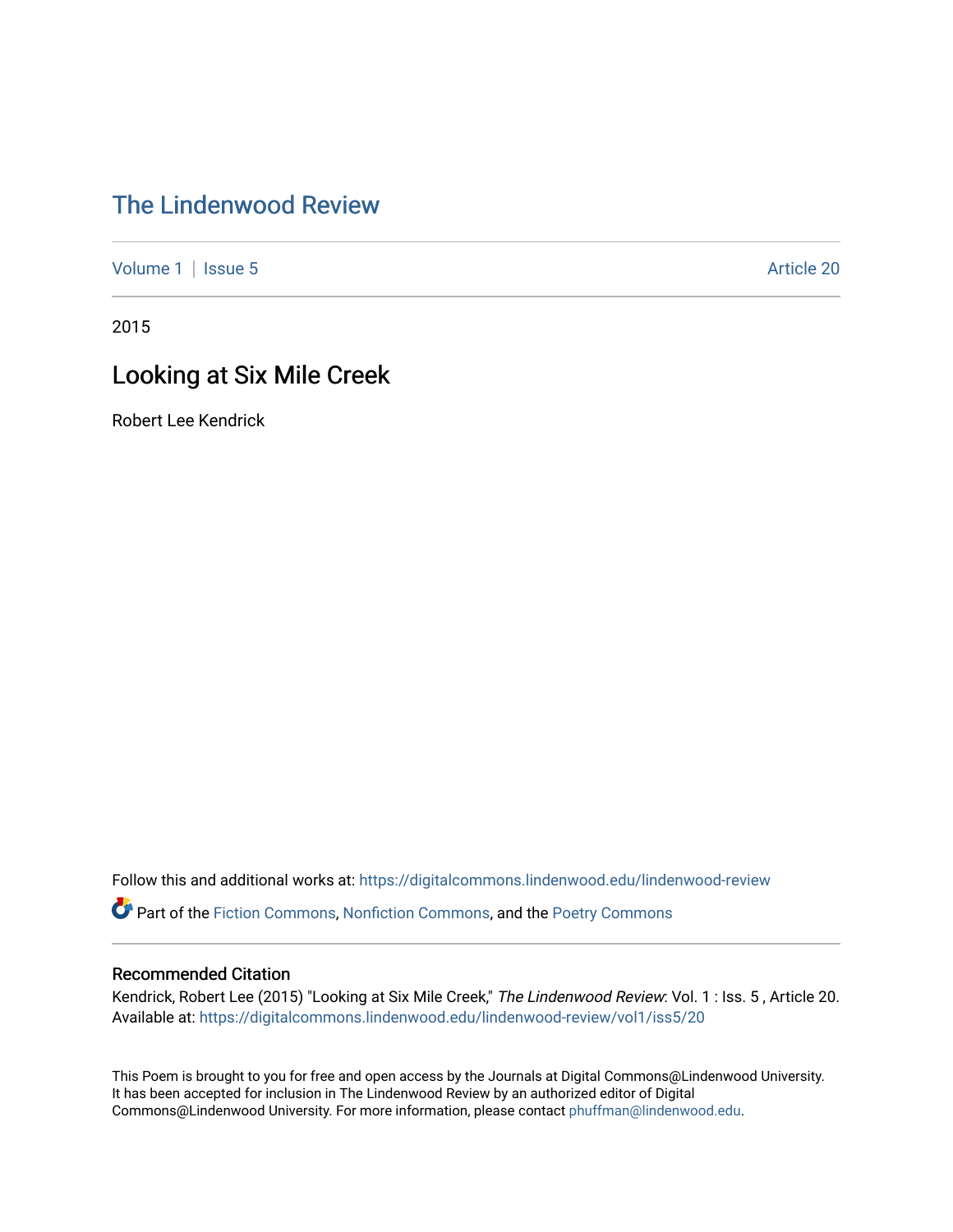# The Lindenwood Review

Volume 1 | Issue 5 Article 20

2015

## Looking at Six Mile Creek

Robert Lee Kendrick

Follow this and additional works at: https://digitalcommons.lindenwood.edu/lindenwood-review

Part of the Fiction Commons, Nonfiction Commons, and the Poetry Commons

### Recommended Citation

Kendrick, Robert Lee (2015) "Looking at Six Mile Creek," *The Lindenwood Review*: Vol. 1 : Iss. 5 , Article 20.
Available at: https://digitalcommons.lindenwood.edu/lindenwood-review/vol1/iss5/20

This Poem is brought to you for free and open access by the Journals at Digital Commons@Lindenwood University. It has been accepted for inclusion in The Lindenwood Review by an authorized editor of Digital Commons@Lindenwood University. For more information, please contact phuffman@lindenwood.edu.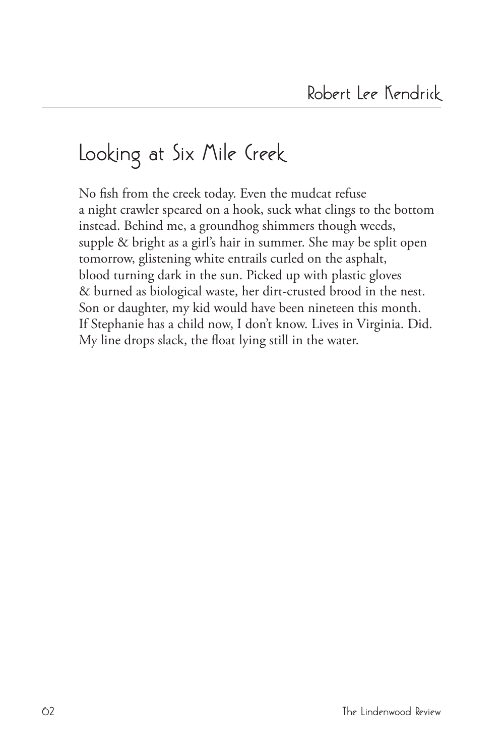Robert Lee Kendrick

# Looking at Six Mile Creek

No fish from the creek today. Even the mudcat refuse
a night crawler speared on a hook, suck what clings to the bottom
instead. Behind me, a groundhog shimmers though weeds,
supple & bright as a girl's hair in summer. She may be split open
tomorrow, glistening white entrails curled on the asphalt,
blood turning dark in the sun. Picked up with plastic gloves
& burned as biological waste, her dirt-crusted brood in the nest.
Son or daughter, my kid would have been nineteen this month.
If Stephanie has a child now, I don't know. Lives in Virginia. Did.
My line drops slack, the float lying still in the water.